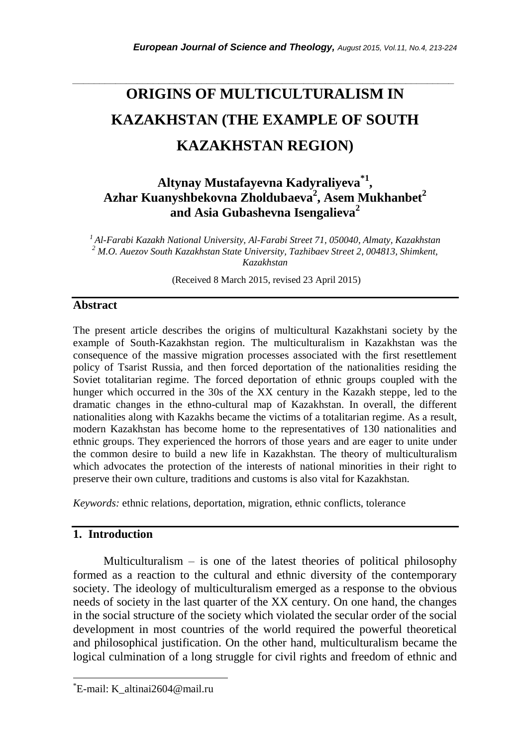# ORIGINS OF MULTICULTURALISM IN KAZAKHSTAN (THE EXAMPLE OF SOUTH KAZAKHSTAN REGION)

**Altynay Mustafayevna Kadyraliyeva[*1], Azhar Kuanyshbekovna Zholdubaeva[2], Asem Mukhanbet[2] and Asia Gubashevna Isengalieva[2]**

*[1] Al-Farabi Kazakh National University, Al-Farabi Street 71, 050040, Almaty, Kazakhstan*
*[2] M.O. Auezov South Kazakhstan State University, Tazhibaev Street 2, 004813, Shimkent, Kazakhstan*

(Received 8 March 2015, revised 23 April 2015)

## Abstract

The present article describes the origins of multicultural Kazakhstani society by the example of South-Kazakhstan region. The multiculturalism in Kazakhstan was the consequence of the massive migration processes associated with the first resettlement policy of Tsarist Russia, and then forced deportation of the nationalities residing the Soviet totalitarian regime. The forced deportation of ethnic groups coupled with the hunger which occurred in the 30s of the XX century in the Kazakh steppe, led to the dramatic changes in the ethno-cultural map of Kazakhstan. In overall, the different nationalities along with Kazakhs became the victims of a totalitarian regime. As a result, modern Kazakhstan has become home to the representatives of 130 nationalities and ethnic groups. They experienced the horrors of those years and are eager to unite under the common desire to build a new life in Kazakhstan. The theory of multiculturalism which advocates the protection of the interests of national minorities in their right to preserve their own culture, traditions and customs is also vital for Kazakhstan.

*Keywords:* ethnic relations, deportation, migration, ethnic conflicts, tolerance

## 1. Introduction

Multiculturalism – is one of the latest theories of political philosophy formed as a reaction to the cultural and ethnic diversity of the contemporary society. The ideology of multiculturalism emerged as a response to the obvious needs of society in the last quarter of the XX century. On one hand, the changes in the social structure of the society which violated the secular order of the social development in most countries of the world required the powerful theoretical and philosophical justification. On the other hand, multiculturalism became the logical culmination of a long struggle for civil rights and freedom of ethnic and

[*] E-mail: K_altinai2604@mail.ru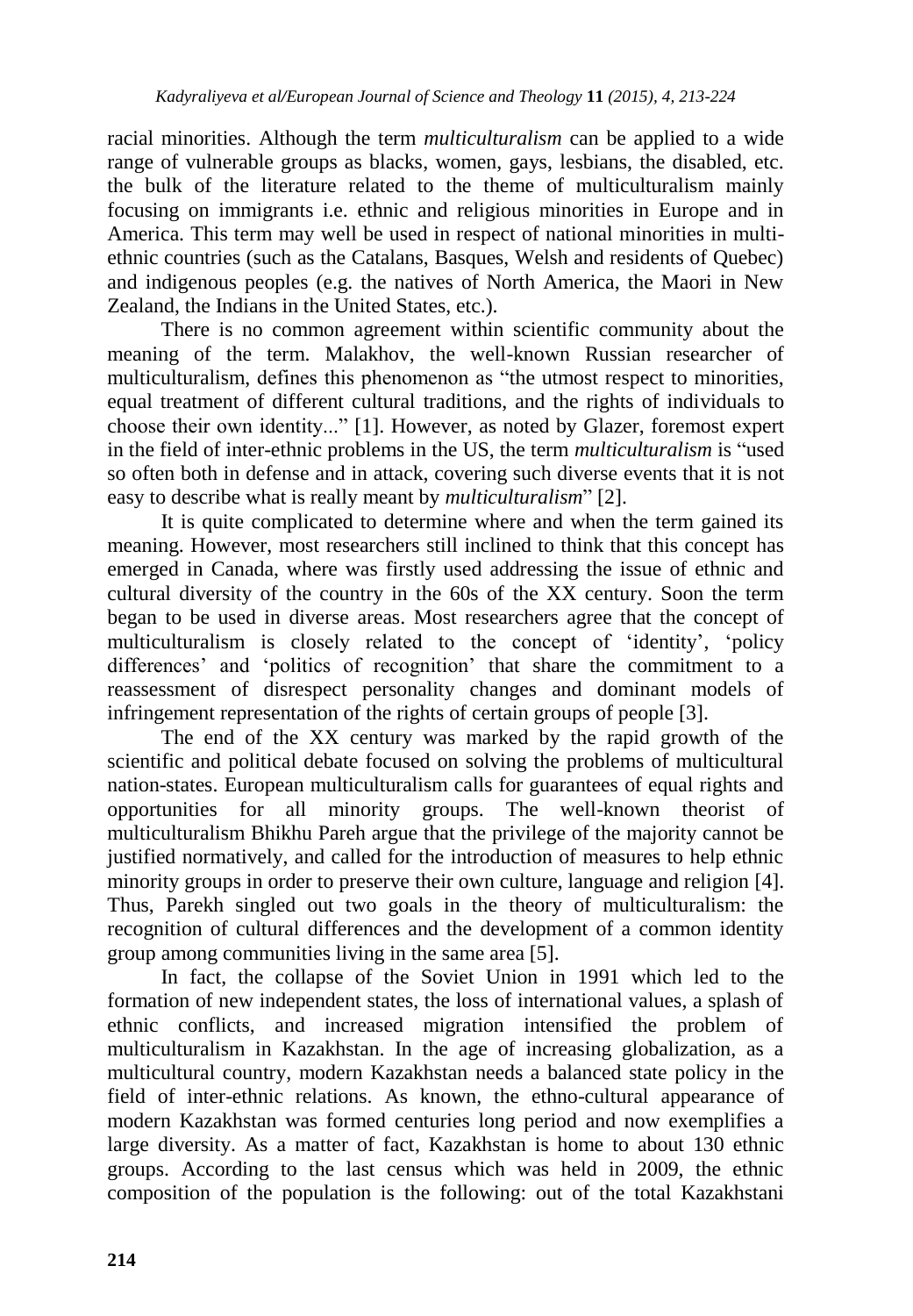racial minorities. Although the term *multiculturalism* can be applied to a wide range of vulnerable groups as blacks, women, gays, lesbians, the disabled, etc. the bulk of the literature related to the theme of multiculturalism mainly focusing on immigrants i.e. ethnic and religious minorities in Europe and in America. This term may well be used in respect of national minorities in multi-ethnic countries (such as the Catalans, Basques, Welsh and residents of Quebec) and indigenous peoples (e.g. the natives of North America, the Maori in New Zealand, the Indians in the United States, etc.).

There is no common agreement within scientific community about the meaning of the term. Malakhov, the well-known Russian researcher of multiculturalism, defines this phenomenon as "the utmost respect to minorities, equal treatment of different cultural traditions, and the rights of individuals to choose their own identity..." [1]. However, as noted by Glazer, foremost expert in the field of inter-ethnic problems in the US, the term *multiculturalism* is "used so often both in defense and in attack, covering such diverse events that it is not easy to describe what is really meant by *multiculturalism*" [2].

It is quite complicated to determine where and when the term gained its meaning. However, most researchers still inclined to think that this concept has emerged in Canada, where was firstly used addressing the issue of ethnic and cultural diversity of the country in the 60s of the XX century. Soon the term began to be used in diverse areas. Most researchers agree that the concept of multiculturalism is closely related to the concept of 'identity', 'policy differences' and 'politics of recognition' that share the commitment to a reassessment of disrespect personality changes and dominant models of infringement representation of the rights of certain groups of people [3].

The end of the XX century was marked by the rapid growth of the scientific and political debate focused on solving the problems of multicultural nation-states. European multiculturalism calls for guarantees of equal rights and opportunities for all minority groups. The well-known theorist of multiculturalism Bhikhu Pareh argue that the privilege of the majority cannot be justified normatively, and called for the introduction of measures to help ethnic minority groups in order to preserve their own culture, language and religion [4]. Thus, Parekh singled out two goals in the theory of multiculturalism: the recognition of cultural differences and the development of a common identity group among communities living in the same area [5].

In fact, the collapse of the Soviet Union in 1991 which led to the formation of new independent states, the loss of international values, a splash of ethnic conflicts, and increased migration intensified the problem of multiculturalism in Kazakhstan. In the age of increasing globalization, as a multicultural country, modern Kazakhstan needs a balanced state policy in the field of inter-ethnic relations. As known, the ethno-cultural appearance of modern Kazakhstan was formed centuries long period and now exemplifies a large diversity. As a matter of fact, Kazakhstan is home to about 130 ethnic groups. According to the last census which was held in 2009, the ethnic composition of the population is the following: out of the total Kazakhstani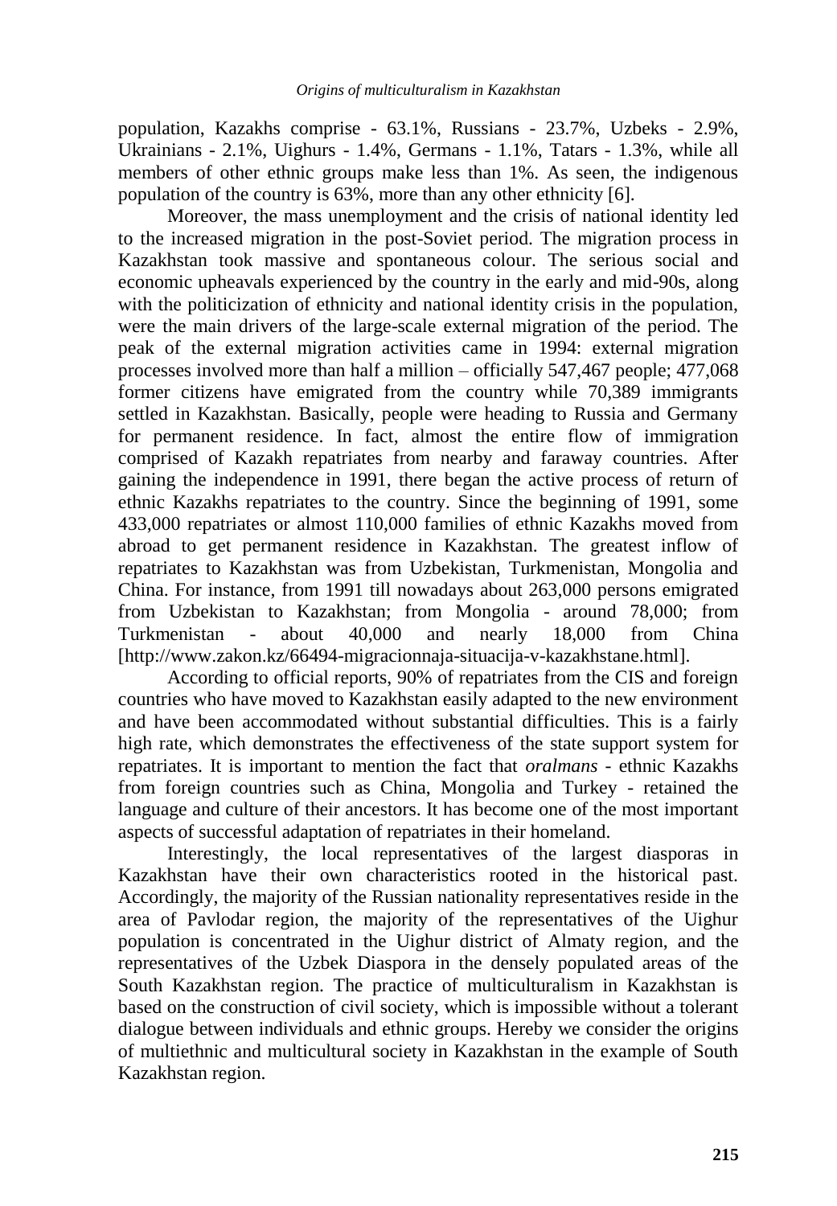population, Kazakhs comprise - 63.1%, Russians - 23.7%, Uzbeks - 2.9%, Ukrainians - 2.1%, Uighurs - 1.4%, Germans - 1.1%, Tatars - 1.3%, while all members of other ethnic groups make less than 1%. As seen, the indigenous population of the country is 63%, more than any other ethnicity [6].

Moreover, the mass unemployment and the crisis of national identity led to the increased migration in the post-Soviet period. The migration process in Kazakhstan took massive and spontaneous colour. The serious social and economic upheavals experienced by the country in the early and mid-90s, along with the politicization of ethnicity and national identity crisis in the population, were the main drivers of the large-scale external migration of the period. The peak of the external migration activities came in 1994: external migration processes involved more than half a million – officially 547,467 people; 477,068 former citizens have emigrated from the country while 70,389 immigrants settled in Kazakhstan. Basically, people were heading to Russia and Germany for permanent residence. In fact, almost the entire flow of immigration comprised of Kazakh repatriates from nearby and faraway countries. After gaining the independence in 1991, there began the active process of return of ethnic Kazakhs repatriates to the country. Since the beginning of 1991, some 433,000 repatriates or almost 110,000 families of ethnic Kazakhs moved from abroad to get permanent residence in Kazakhstan. The greatest inflow of repatriates to Kazakhstan was from Uzbekistan, Turkmenistan, Mongolia and China. For instance, from 1991 till nowadays about 263,000 persons emigrated from Uzbekistan to Kazakhstan; from Mongolia - around 78,000; from Turkmenistan - about 40,000 and nearly 18,000 from China [http://www.zakon.kz/66494-migracionnaja-situacija-v-kazakhstane.html].

According to official reports, 90% of repatriates from the CIS and foreign countries who have moved to Kazakhstan easily adapted to the new environment and have been accommodated without substantial difficulties. This is a fairly high rate, which demonstrates the effectiveness of the state support system for repatriates. It is important to mention the fact that *oralmans* - ethnic Kazakhs from foreign countries such as China, Mongolia and Turkey - retained the language and culture of their ancestors. It has become one of the most important aspects of successful adaptation of repatriates in their homeland.

Interestingly, the local representatives of the largest diasporas in Kazakhstan have their own characteristics rooted in the historical past. Accordingly, the majority of the Russian nationality representatives reside in the area of Pavlodar region, the majority of the representatives of the Uighur population is concentrated in the Uighur district of Almaty region, and the representatives of the Uzbek Diaspora in the densely populated areas of the South Kazakhstan region. The practice of multiculturalism in Kazakhstan is based on the construction of civil society, which is impossible without a tolerant dialogue between individuals and ethnic groups. Hereby we consider the origins of multiethnic and multicultural society in Kazakhstan in the example of South Kazakhstan region.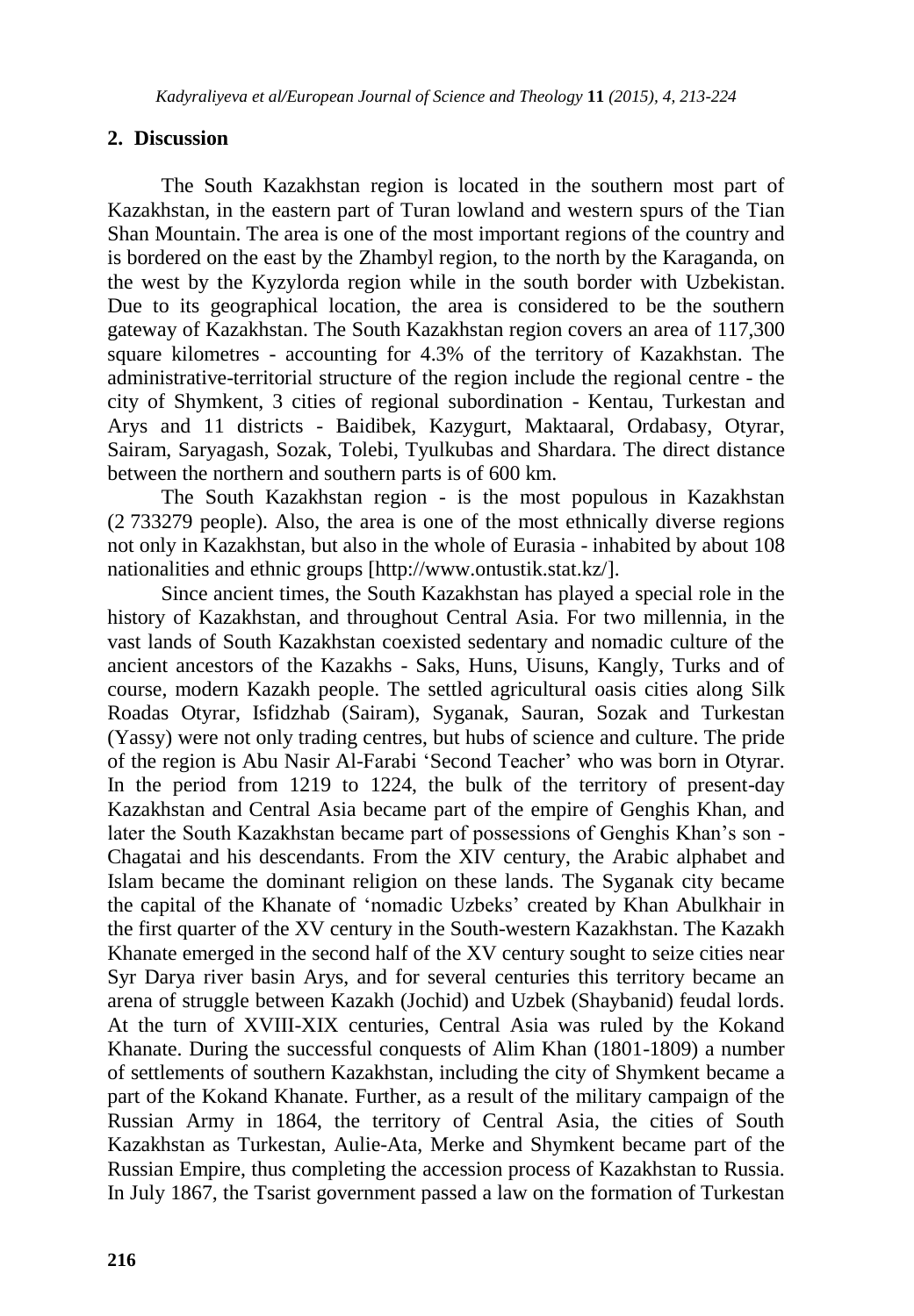## 2. Discussion

The South Kazakhstan region is located in the southern most part of Kazakhstan, in the eastern part of Turan lowland and western spurs of the Tian Shan Mountain. The area is one of the most important regions of the country and is bordered on the east by the Zhambyl region, to the north by the Karaganda, on the west by the Kyzylorda region while in the south border with Uzbekistan. Due to its geographical location, the area is considered to be the southern gateway of Kazakhstan. The South Kazakhstan region covers an area of 117,300 square kilometres - accounting for 4.3% of the territory of Kazakhstan. The administrative-territorial structure of the region include the regional centre - the city of Shymkent, 3 cities of regional subordination - Kentau, Turkestan and Arys and 11 districts - Baidibek, Kazygurt, Maktaaral, Ordabasy, Otyrar, Sairam, Saryagash, Sozak, Tolebi, Tyulkubas and Shardara. The direct distance between the northern and southern parts is of 600 km.

The South Kazakhstan region - is the most populous in Kazakhstan (2 733279 people). Also, the area is one of the most ethnically diverse regions not only in Kazakhstan, but also in the whole of Eurasia - inhabited by about 108 nationalities and ethnic groups [http://www.ontustik.stat.kz/].

Since ancient times, the South Kazakhstan has played a special role in the history of Kazakhstan, and throughout Central Asia. For two millennia, in the vast lands of South Kazakhstan coexisted sedentary and nomadic culture of the ancient ancestors of the Kazakhs - Saks, Huns, Uisuns, Kangly, Turks and of course, modern Kazakh people. The settled agricultural oasis cities along Silk Roadas Otyrar, Isfidzhab (Sairam), Syganak, Sauran, Sozak and Turkestan (Yassy) were not only trading centres, but hubs of science and culture. The pride of the region is Abu Nasir Al-Farabi 'Second Teacher' who was born in Otyrar. In the period from 1219 to 1224, the bulk of the territory of present-day Kazakhstan and Central Asia became part of the empire of Genghis Khan, and later the South Kazakhstan became part of possessions of Genghis Khan's son - Chagatai and his descendants. From the XIV century, the Arabic alphabet and Islam became the dominant religion on these lands. The Syganak city became the capital of the Khanate of 'nomadic Uzbeks' created by Khan Abulkhair in the first quarter of the XV century in the South-western Kazakhstan. The Kazakh Khanate emerged in the second half of the XV century sought to seize cities near Syr Darya river basin Arys, and for several centuries this territory became an arena of struggle between Kazakh (Jochid) and Uzbek (Shaybanid) feudal lords. At the turn of XVIII-XIX centuries, Central Asia was ruled by the Kokand Khanate. During the successful conquests of Alim Khan (1801-1809) a number of settlements of southern Kazakhstan, including the city of Shymkent became a part of the Kokand Khanate. Further, as a result of the military campaign of the Russian Army in 1864, the territory of Central Asia, the cities of South Kazakhstan as Turkestan, Aulie-Ata, Merke and Shymkent became part of the Russian Empire, thus completing the accession process of Kazakhstan to Russia. In July 1867, the Tsarist government passed a law on the formation of Turkestan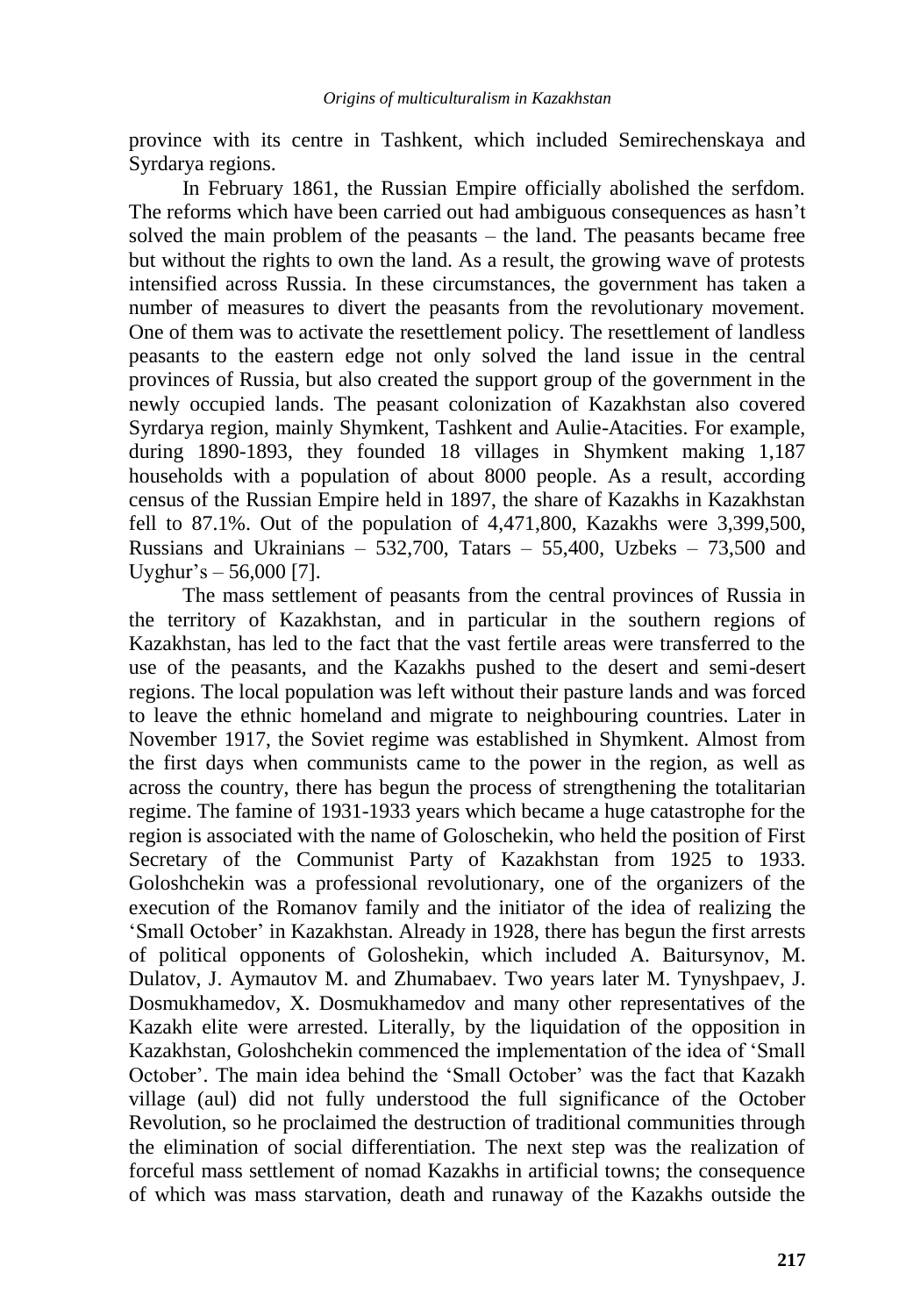province with its centre in Tashkent, which included Semirechenskaya and Syrdarya regions.

In February 1861, the Russian Empire officially abolished the serfdom. The reforms which have been carried out had ambiguous consequences as hasn't solved the main problem of the peasants – the land. The peasants became free but without the rights to own the land. As a result, the growing wave of protests intensified across Russia. In these circumstances, the government has taken a number of measures to divert the peasants from the revolutionary movement. One of them was to activate the resettlement policy. The resettlement of landless peasants to the eastern edge not only solved the land issue in the central provinces of Russia, but also created the support group of the government in the newly occupied lands. The peasant colonization of Kazakhstan also covered Syrdarya region, mainly Shymkent, Tashkent and Aulie-Atacities. For example, during 1890-1893, they founded 18 villages in Shymkent making 1,187 households with a population of about 8000 people. As a result, according census of the Russian Empire held in 1897, the share of Kazakhs in Kazakhstan fell to 87.1%. Out of the population of 4,471,800, Kazakhs were 3,399,500, Russians and Ukrainians – 532,700, Tatars – 55,400, Uzbeks – 73,500 and Uyghur's – 56,000 [7].

The mass settlement of peasants from the central provinces of Russia in the territory of Kazakhstan, and in particular in the southern regions of Kazakhstan, has led to the fact that the vast fertile areas were transferred to the use of the peasants, and the Kazakhs pushed to the desert and semi-desert regions. The local population was left without their pasture lands and was forced to leave the ethnic homeland and migrate to neighbouring countries. Later in November 1917, the Soviet regime was established in Shymkent. Almost from the first days when communists came to the power in the region, as well as across the country, there has begun the process of strengthening the totalitarian regime. The famine of 1931-1933 years which became a huge catastrophe for the region is associated with the name of Goloschekin, who held the position of First Secretary of the Communist Party of Kazakhstan from 1925 to 1933. Goloshchekin was a professional revolutionary, one of the organizers of the execution of the Romanov family and the initiator of the idea of realizing the 'Small October' in Kazakhstan. Already in 1928, there has begun the first arrests of political opponents of Goloshekin, which included A. Baitursynov, M. Dulatov, J. Aymautov M. and Zhumabaev. Two years later M. Tynyshpaev, J. Dosmukhamedov, X. Dosmukhamedov and many other representatives of the Kazakh elite were arrested. Literally, by the liquidation of the opposition in Kazakhstan, Goloshchekin commenced the implementation of the idea of 'Small October'. The main idea behind the 'Small October' was the fact that Kazakh village (aul) did not fully understood the full significance of the October Revolution, so he proclaimed the destruction of traditional communities through the elimination of social differentiation. The next step was the realization of forceful mass settlement of nomad Kazakhs in artificial towns; the consequence of which was mass starvation, death and runaway of the Kazakhs outside the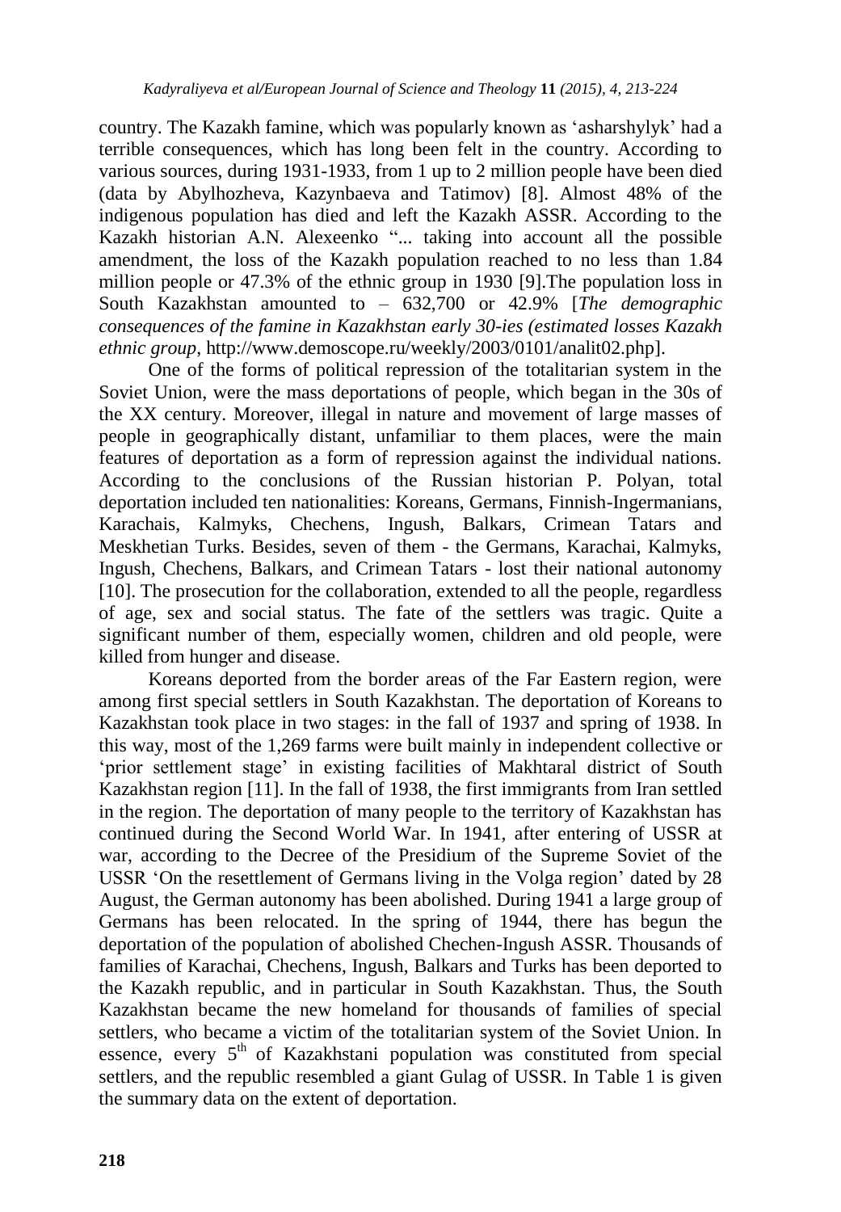country. The Kazakh famine, which was popularly known as 'asharshylyk' had a terrible consequences, which has long been felt in the country. According to various sources, during 1931-1933, from 1 up to 2 million people have been died (data by Abylhozheva, Kazynbaeva and Tatimov) [8]. Almost 48% of the indigenous population has died and left the Kazakh ASSR. According to the Kazakh historian A.N. Alexeenko "... taking into account all the possible amendment, the loss of the Kazakh population reached to no less than 1.84 million people or 47.3% of the ethnic group in 1930 [9].The population loss in South Kazakhstan amounted to – 632,700 or 42.9% [*The demographic consequences of the famine in Kazakhstan early 30-ies (estimated losses Kazakh ethnic group*, http://www.demoscope.ru/weekly/2003/0101/analit02.php].

One of the forms of political repression of the totalitarian system in the Soviet Union, were the mass deportations of people, which began in the 30s of the XX century. Moreover, illegal in nature and movement of large masses of people in geographically distant, unfamiliar to them places, were the main features of deportation as a form of repression against the individual nations. According to the conclusions of the Russian historian P. Polyan, total deportation included ten nationalities: Koreans, Germans, Finnish-Ingermanians, Karachais, Kalmyks, Chechens, Ingush, Balkars, Crimean Tatars and Meskhetian Turks. Besides, seven of them - the Germans, Karachai, Kalmyks, Ingush, Chechens, Balkars, and Crimean Tatars - lost their national autonomy [10]. The prosecution for the collaboration, extended to all the people, regardless of age, sex and social status. The fate of the settlers was tragic. Quite a significant number of them, especially women, children and old people, were killed from hunger and disease.

Koreans deported from the border areas of the Far Eastern region, were among first special settlers in South Kazakhstan. The deportation of Koreans to Kazakhstan took place in two stages: in the fall of 1937 and spring of 1938. In this way, most of the 1,269 farms were built mainly in independent collective or 'prior settlement stage' in existing facilities of Makhtaral district of South Kazakhstan region [11]. In the fall of 1938, the first immigrants from Iran settled in the region. The deportation of many people to the territory of Kazakhstan has continued during the Second World War. In 1941, after entering of USSR at war, according to the Decree of the Presidium of the Supreme Soviet of the USSR 'On the resettlement of Germans living in the Volga region' dated by 28 August, the German autonomy has been abolished. During 1941 a large group of Germans has been relocated. In the spring of 1944, there has begun the deportation of the population of abolished Chechen-Ingush ASSR. Thousands of families of Karachai, Chechens, Ingush, Balkars and Turks has been deported to the Kazakh republic, and in particular in South Kazakhstan. Thus, the South Kazakhstan became the new homeland for thousands of families of special settlers, who became a victim of the totalitarian system of the Soviet Union. In essence, every 5th of Kazakhstani population was constituted from special settlers, and the republic resembled a giant Gulag of USSR. In Table 1 is given the summary data on the extent of deportation.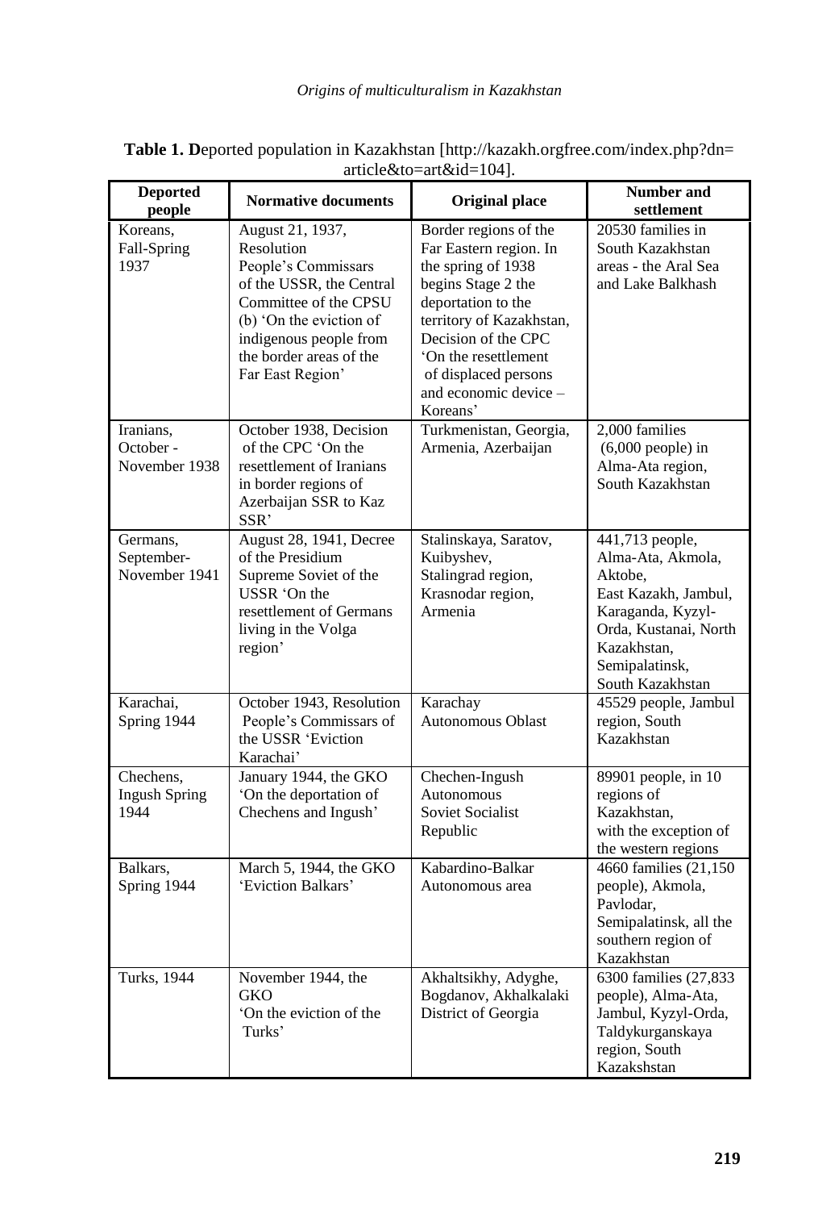**Table 1. D**eported population in Kazakhstan [http://kazakh.orgfree.com/index.php?dn=article&to=art&id=104].

| Deported people | Normative documents | Original place | Number and settlement |
|---|---|---|---|
| Koreans, Fall-Spring 1937 | August 21, 1937, Resolution People's Commissars of the USSR, the Central Committee of the CPSU (b) 'On the eviction of indigenous people from the border areas of the Far East Region' | Border regions of the Far Eastern region. In the spring of 1938 begins Stage 2 the deportation to the territory of Kazakhstan, Decision of the CPC 'On the resettlement of displaced persons and economic device – Koreans' | 20530 families in South Kazakhstan areas - the Aral Sea and Lake Balkhash |
| Iranians, October - November 1938 | October 1938, Decision of the CPC 'On the resettlement of Iranians in border regions of Azerbaijan SSR to Kaz SSR' | Turkmenistan, Georgia, Armenia, Azerbaijan | 2,000 families (6,000 people) in Alma-Ata region, South Kazakhstan |
| Germans, September-November 1941 | August 28, 1941, Decree of the Presidium Supreme Soviet of the USSR 'On the resettlement of Germans living in the Volga region' | Stalinskaya, Saratov, Kuibyshev, Stalingrad region, Krasnodar region, Armenia | 441,713 people, Alma-Ata, Akmola, Aktobe, East Kazakh, Jambul, Karaganda, Kyzyl-Orda, Kustanai, North Kazakhstan, Semipalatinsk, South Kazakhstan |
| Karachai, Spring 1944 | October 1943, Resolution People's Commissars of the USSR 'Eviction Karachai' | Karachay Autonomous Oblast | 45529 people, Jambul region, South Kazakhstan |
| Chechens, Ingush Spring 1944 | January 1944, the GKO 'On the deportation of Chechens and Ingush' | Chechen-Ingush Autonomous Soviet Socialist Republic | 89901 people, in 10 regions of Kazakhstan, with the exception of the western regions |
| Balkars, Spring 1944 | March 5, 1944, the GKO 'Eviction Balkars' | Kabardino-Balkar Autonomous area | 4660 families (21,150 people), Akmola, Pavlodar, Semipalatinsk, all the southern region of Kazakhstan |
| Turks, 1944 | November 1944, the GKO 'On the eviction of the Turks' | Akhaltsikhy, Adyghe, Bogdanov, Akhalkalaki District of Georgia | 6300 families (27,833 people), Alma-Ata, Jambul, Kyzyl-Orda, Taldykurganskaya region, South Kazakshstan |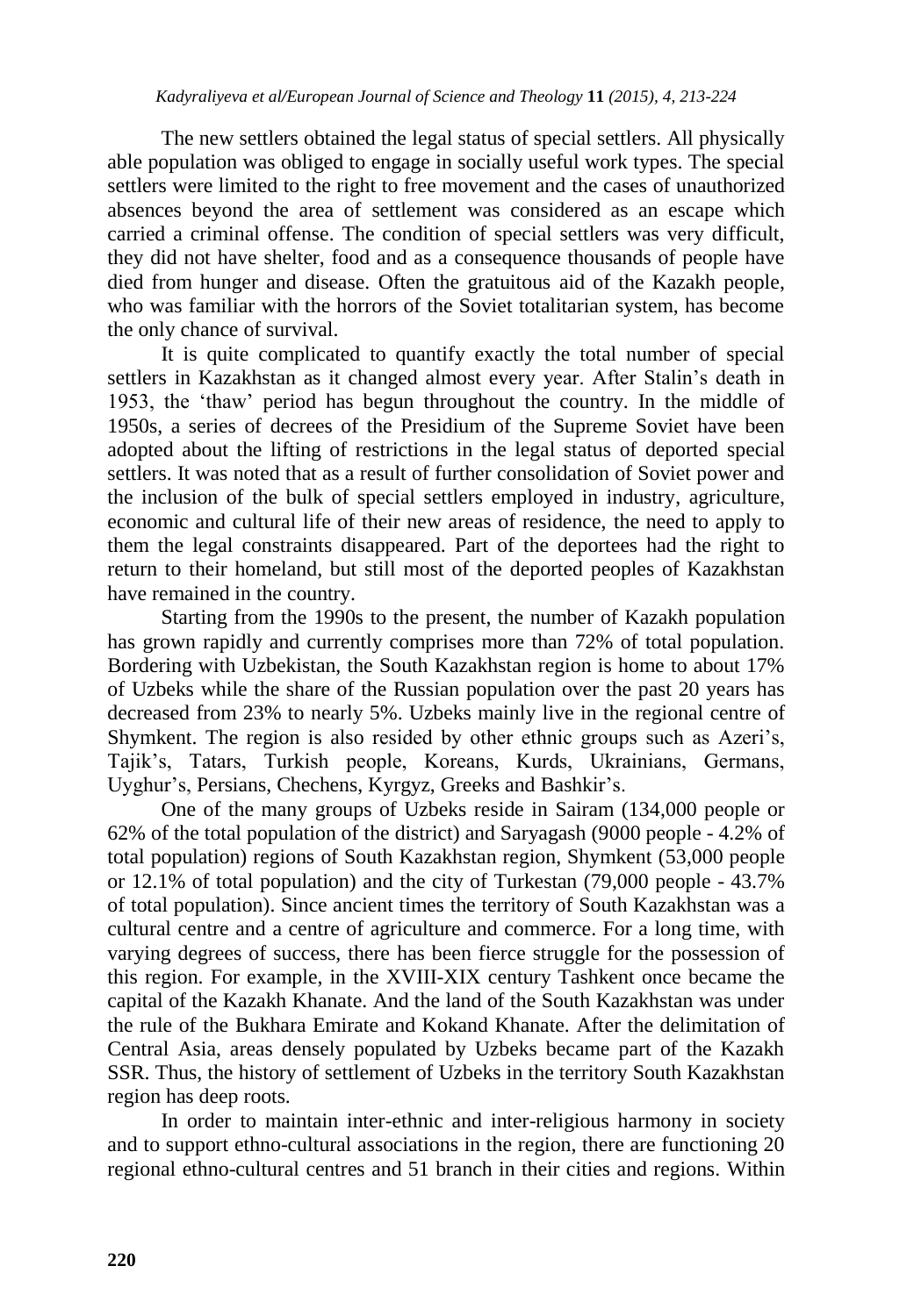The new settlers obtained the legal status of special settlers. All physically able population was obliged to engage in socially useful work types. The special settlers were limited to the right to free movement and the cases of unauthorized absences beyond the area of settlement was considered as an escape which carried a criminal offense. The condition of special settlers was very difficult, they did not have shelter, food and as a consequence thousands of people have died from hunger and disease. Often the gratuitous aid of the Kazakh people, who was familiar with the horrors of the Soviet totalitarian system, has become the only chance of survival.

It is quite complicated to quantify exactly the total number of special settlers in Kazakhstan as it changed almost every year. After Stalin's death in 1953, the 'thaw' period has begun throughout the country. In the middle of 1950s, a series of decrees of the Presidium of the Supreme Soviet have been adopted about the lifting of restrictions in the legal status of deported special settlers. It was noted that as a result of further consolidation of Soviet power and the inclusion of the bulk of special settlers employed in industry, agriculture, economic and cultural life of their new areas of residence, the need to apply to them the legal constraints disappeared. Part of the deportees had the right to return to their homeland, but still most of the deported peoples of Kazakhstan have remained in the country.

Starting from the 1990s to the present, the number of Kazakh population has grown rapidly and currently comprises more than 72% of total population. Bordering with Uzbekistan, the South Kazakhstan region is home to about 17% of Uzbeks while the share of the Russian population over the past 20 years has decreased from 23% to nearly 5%. Uzbeks mainly live in the regional centre of Shymkent. The region is also resided by other ethnic groups such as Azeri's, Tajik's, Tatars, Turkish people, Koreans, Kurds, Ukrainians, Germans, Uyghur's, Persians, Chechens, Kyrgyz, Greeks and Bashkir's.

One of the many groups of Uzbeks reside in Sairam (134,000 people or 62% of the total population of the district) and Saryagash (9000 people - 4.2% of total population) regions of South Kazakhstan region, Shymkent (53,000 people or 12.1% of total population) and the city of Turkestan (79,000 people - 43.7% of total population). Since ancient times the territory of South Kazakhstan was a cultural centre and a centre of agriculture and commerce. For a long time, with varying degrees of success, there has been fierce struggle for the possession of this region. For example, in the XVIII-XIX century Tashkent once became the capital of the Kazakh Khanate. And the land of the South Kazakhstan was under the rule of the Bukhara Emirate and Kokand Khanate. After the delimitation of Central Asia, areas densely populated by Uzbeks became part of the Kazakh SSR. Thus, the history of settlement of Uzbeks in the territory South Kazakhstan region has deep roots.

In order to maintain inter-ethnic and inter-religious harmony in society and to support ethno-cultural associations in the region, there are functioning 20 regional ethno-cultural centres and 51 branch in their cities and regions. Within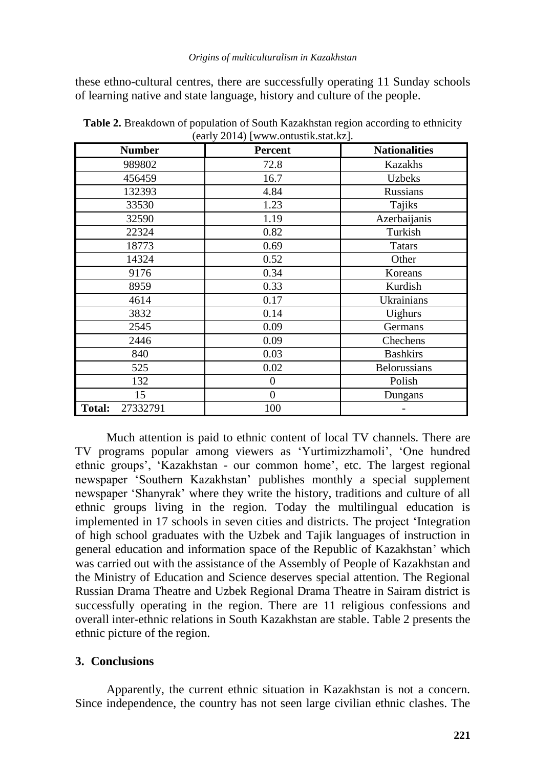these ethno-cultural centres, there are successfully operating 11 Sunday schools of learning native and state language, history and culture of the people.

**Table 2.** Breakdown of population of South Kazakhstan region according to ethnicity (early 2014) [www.ontustik.stat.kz].

| Number | Percent | Nationalities |
|---|---|---|
| 989802 | 72.8 | Kazakhs |
| 456459 | 16.7 | Uzbeks |
| 132393 | 4.84 | Russians |
| 33530 | 1.23 | Tajiks |
| 32590 | 1.19 | Azerbaijanis |
| 22324 | 0.82 | Turkish |
| 18773 | 0.69 | Tatars |
| 14324 | 0.52 | Other |
| 9176 | 0.34 | Koreans |
| 8959 | 0.33 | Kurdish |
| 4614 | 0.17 | Ukrainians |
| 3832 | 0.14 | Uighurs |
| 2545 | 0.09 | Germans |
| 2446 | 0.09 | Chechens |
| 840 | 0.03 | Bashkirs |
| 525 | 0.02 | Belorussians |
| 132 | 0 | Polish |
| 15 | 0 | Dungans |
| **Total:** 27332791 | 100 | - |

Much attention is paid to ethnic content of local TV channels. There are TV programs popular among viewers as 'Yurtimizzhamoli', 'One hundred ethnic groups', 'Kazakhstan - our common home', etc. The largest regional newspaper 'Southern Kazakhstan' publishes monthly a special supplement newspaper 'Shanyrak' where they write the history, traditions and culture of all ethnic groups living in the region. Today the multilingual education is implemented in 17 schools in seven cities and districts. The project 'Integration of high school graduates with the Uzbek and Tajik languages of instruction in general education and information space of the Republic of Kazakhstan' which was carried out with the assistance of the Assembly of People of Kazakhstan and the Ministry of Education and Science deserves special attention. The Regional Russian Drama Theatre and Uzbek Regional Drama Theatre in Sairam district is successfully operating in the region. There are 11 religious confessions and overall inter-ethnic relations in South Kazakhstan are stable. Table 2 presents the ethnic picture of the region.

## 3. Conclusions

Apparently, the current ethnic situation in Kazakhstan is not a concern. Since independence, the country has not seen large civilian ethnic clashes. The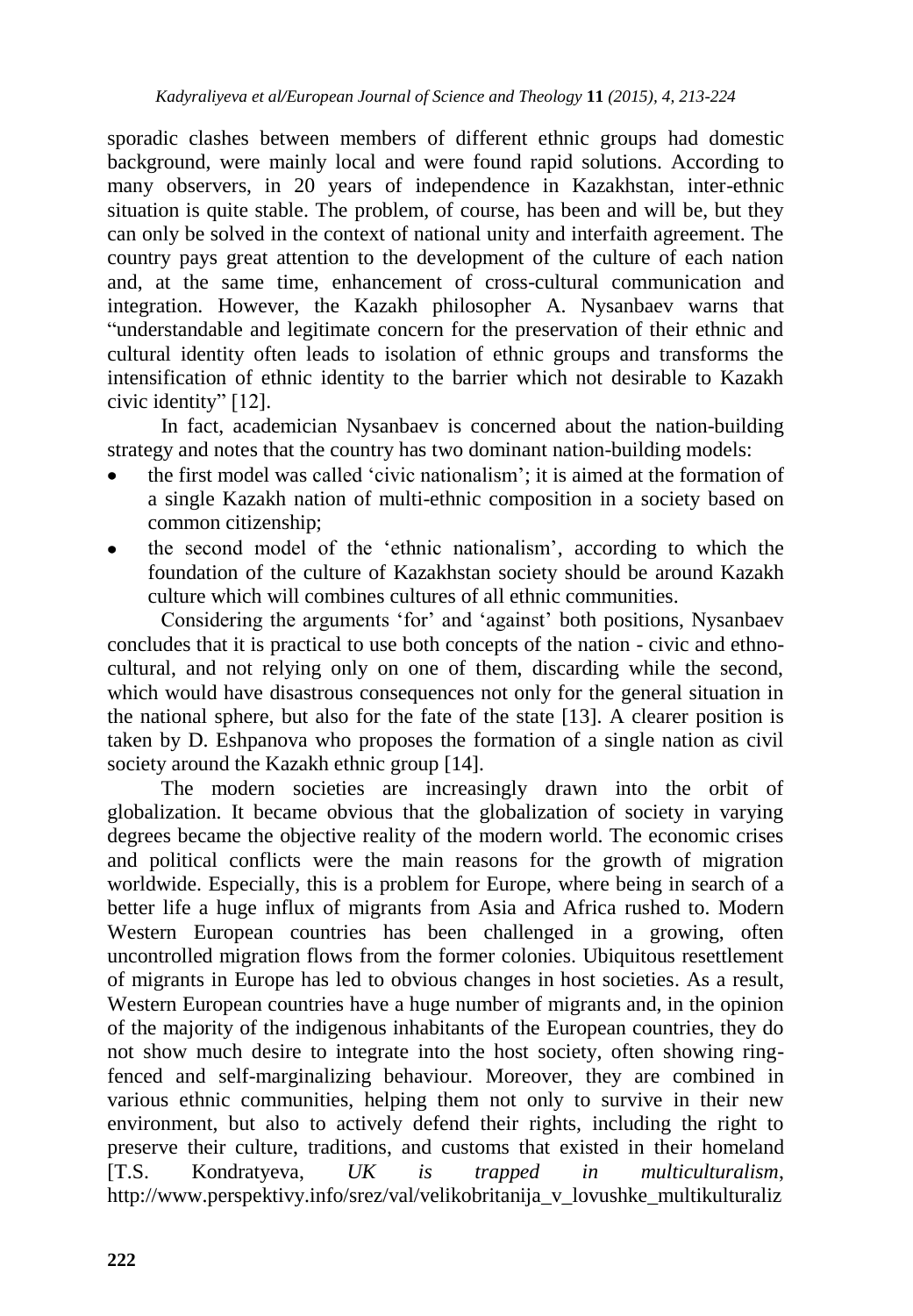sporadic clashes between members of different ethnic groups had domestic background, were mainly local and were found rapid solutions. According to many observers, in 20 years of independence in Kazakhstan, inter-ethnic situation is quite stable. The problem, of course, has been and will be, but they can only be solved in the context of national unity and interfaith agreement. The country pays great attention to the development of the culture of each nation and, at the same time, enhancement of cross-cultural communication and integration. However, the Kazakh philosopher A. Nysanbaev warns that "understandable and legitimate concern for the preservation of their ethnic and cultural identity often leads to isolation of ethnic groups and transforms the intensification of ethnic identity to the barrier which not desirable to Kazakh civic identity" [12].

In fact, academician Nysanbaev is concerned about the nation-building strategy and notes that the country has two dominant nation-building models:

- the first model was called 'civic nationalism'; it is aimed at the formation of a single Kazakh nation of multi-ethnic composition in a society based on common citizenship;
- the second model of the 'ethnic nationalism', according to which the foundation of the culture of Kazakhstan society should be around Kazakh culture which will combines cultures of all ethnic communities.

Considering the arguments 'for' and 'against' both positions, Nysanbaev concludes that it is practical to use both concepts of the nation - civic and ethno-cultural, and not relying only on one of them, discarding while the second, which would have disastrous consequences not only for the general situation in the national sphere, but also for the fate of the state [13]. A clearer position is taken by D. Eshpanova who proposes the formation of a single nation as civil society around the Kazakh ethnic group [14].

The modern societies are increasingly drawn into the orbit of globalization. It became obvious that the globalization of society in varying degrees became the objective reality of the modern world. The economic crises and political conflicts were the main reasons for the growth of migration worldwide. Especially, this is a problem for Europe, where being in search of a better life a huge influx of migrants from Asia and Africa rushed to. Modern Western European countries has been challenged in a growing, often uncontrolled migration flows from the former colonies. Ubiquitous resettlement of migrants in Europe has led to obvious changes in host societies. As a result, Western European countries have a huge number of migrants and, in the opinion of the majority of the indigenous inhabitants of the European countries, they do not show much desire to integrate into the host society, often showing ring-fenced and self-marginalizing behaviour. Moreover, they are combined in various ethnic communities, helping them not only to survive in their new environment, but also to actively defend their rights, including the right to preserve their culture, traditions, and customs that existed in their homeland [T.S. Kondratyeva, *UK is trapped in multiculturalism*, http://www.perspektivy.info/srez/val/velikobritanija_v_lovushke_multikulturaliz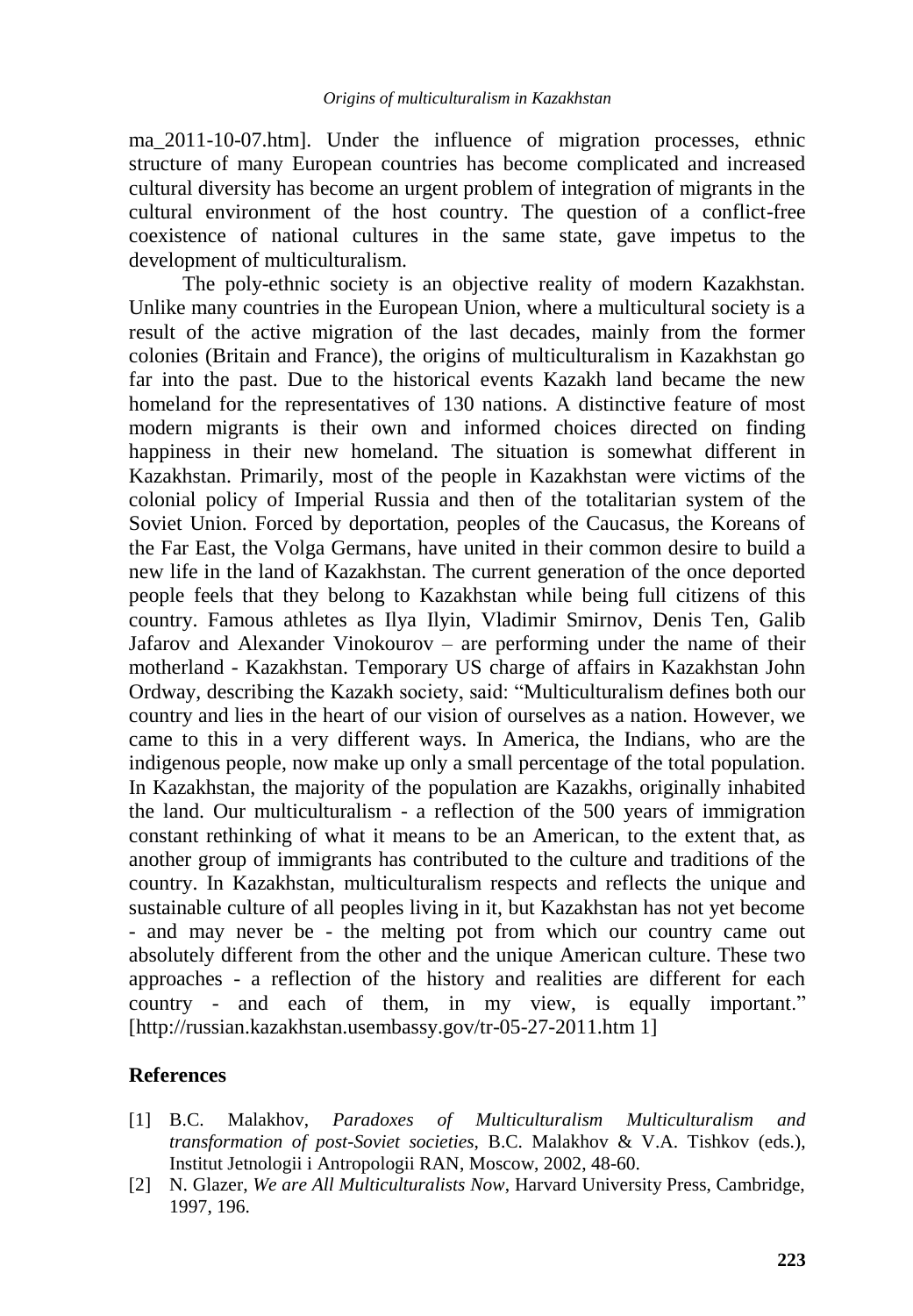ma_2011-10-07.htm]. Under the influence of migration processes, ethnic structure of many European countries has become complicated and increased cultural diversity has become an urgent problem of integration of migrants in the cultural environment of the host country. The question of a conflict-free coexistence of national cultures in the same state, gave impetus to the development of multiculturalism.

The poly-ethnic society is an objective reality of modern Kazakhstan. Unlike many countries in the European Union, where a multicultural society is a result of the active migration of the last decades, mainly from the former colonies (Britain and France), the origins of multiculturalism in Kazakhstan go far into the past. Due to the historical events Kazakh land became the new homeland for the representatives of 130 nations. A distinctive feature of most modern migrants is their own and informed choices directed on finding happiness in their new homeland. The situation is somewhat different in Kazakhstan. Primarily, most of the people in Kazakhstan were victims of the colonial policy of Imperial Russia and then of the totalitarian system of the Soviet Union. Forced by deportation, peoples of the Caucasus, the Koreans of the Far East, the Volga Germans, have united in their common desire to build a new life in the land of Kazakhstan. The current generation of the once deported people feels that they belong to Kazakhstan while being full citizens of this country. Famous athletes as Ilya Ilyin, Vladimir Smirnov, Denis Ten, Galib Jafarov and Alexander Vinokourov – are performing under the name of their motherland - Kazakhstan. Temporary US charge of affairs in Kazakhstan John Ordway, describing the Kazakh society, said: "Multiculturalism defines both our country and lies in the heart of our vision of ourselves as a nation. However, we came to this in a very different ways. In America, the Indians, who are the indigenous people, now make up only a small percentage of the total population. In Kazakhstan, the majority of the population are Kazakhs, originally inhabited the land. Our multiculturalism - a reflection of the 500 years of immigration constant rethinking of what it means to be an American, to the extent that, as another group of immigrants has contributed to the culture and traditions of the country. In Kazakhstan, multiculturalism respects and reflects the unique and sustainable culture of all peoples living in it, but Kazakhstan has not yet become - and may never be - the melting pot from which our country came out absolutely different from the other and the unique American culture. These two approaches - a reflection of the history and realities are different for each country - and each of them, in my view, is equally important." [http://russian.kazakhstan.usembassy.gov/tr-05-27-2011.htm 1]

## References

[1] B.C. Malakhov, *Paradoxes of Multiculturalism Multiculturalism and transformation of post-Soviet societies*, B.C. Malakhov & V.A. Tishkov (eds.), Institut Jetnologii i Antropologii RAN, Moscow, 2002, 48-60.

[2] N. Glazer, *We are All Multiculturalists Now*, Harvard University Press, Cambridge, 1997, 196.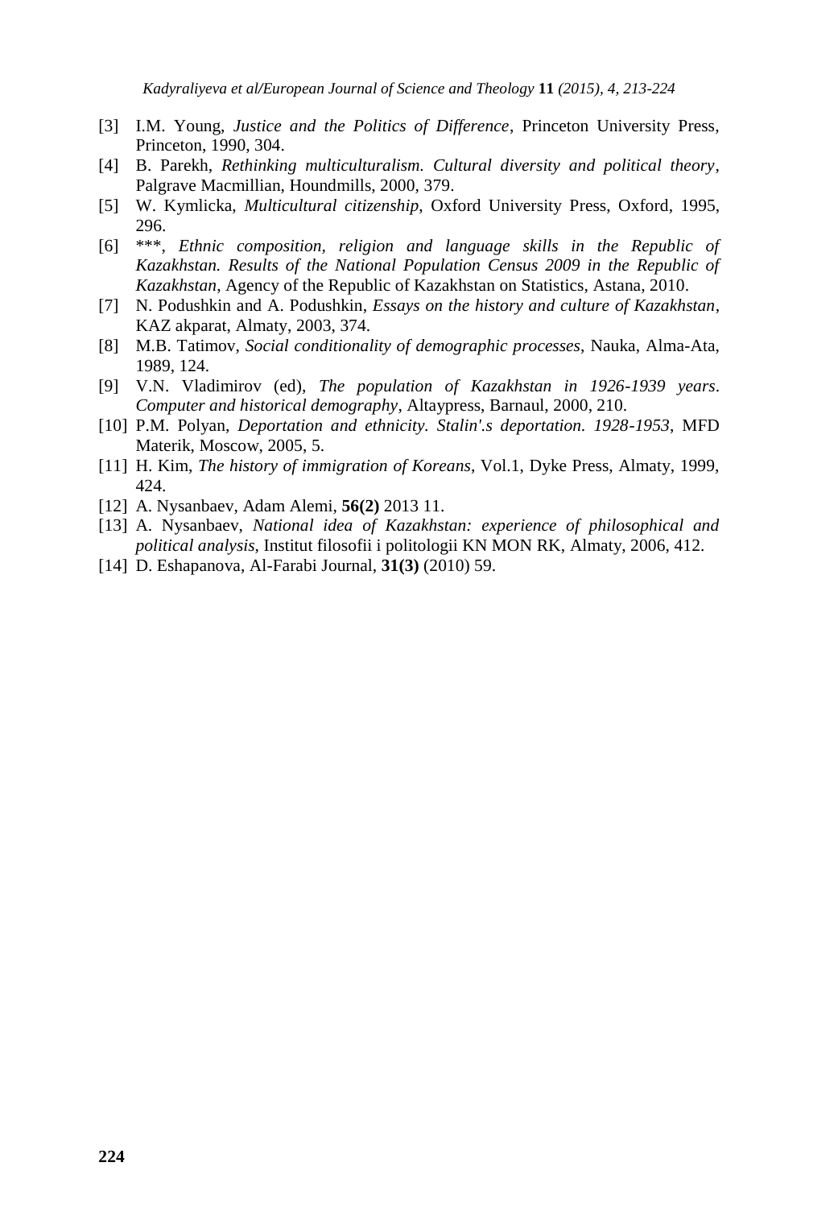[3] I.M. Young, *Justice and the Politics of Difference*, Princeton University Press, Princeton, 1990, 304.

[4] B. Parekh, *Rethinking multiculturalism. Cultural diversity and political theory*, Palgrave Macmillian, Houndmills, 2000, 379.

[5] W. Kymlicka, *Multicultural citizenship*, Oxford University Press, Oxford, 1995, 296.

[6] ***, *Ethnic composition, religion and language skills in the Republic of Kazakhstan. Results of the National Population Census 2009 in the Republic of Kazakhstan*, Agency of the Republic of Kazakhstan on Statistics, Astana, 2010.

[7] N. Podushkin and A. Podushkin, *Essays on the history and culture of Kazakhstan*, KAZ akparat, Almaty, 2003, 374.

[8] M.B. Tatimov, *Social conditionality of demographic processes*, Nauka, Alma-Ata, 1989, 124.

[9] V.N. Vladimirov (ed), *The population of Kazakhstan in 1926-1939 years. Computer and historical demography*, Altaypress, Barnaul, 2000, 210.

[10] P.M. Polyan, *Deportation and ethnicity. Stalin'.s deportation. 1928-1953*, MFD Materik, Moscow, 2005, 5.

[11] H. Kim, *The history of immigration of Koreans*, Vol.1, Dyke Press, Almaty, 1999, 424.

[12] A. Nysanbaev, Adam Alemi, **56(2)** 2013 11.

[13] A. Nysanbaev, *National idea of Kazakhstan: experience of philosophical and political analysis*, Institut filosofii i politologii KN MON RK, Almaty, 2006, 412.

[14] D. Eshapanova, Al-Farabi Journal, **31(3)** (2010) 59.